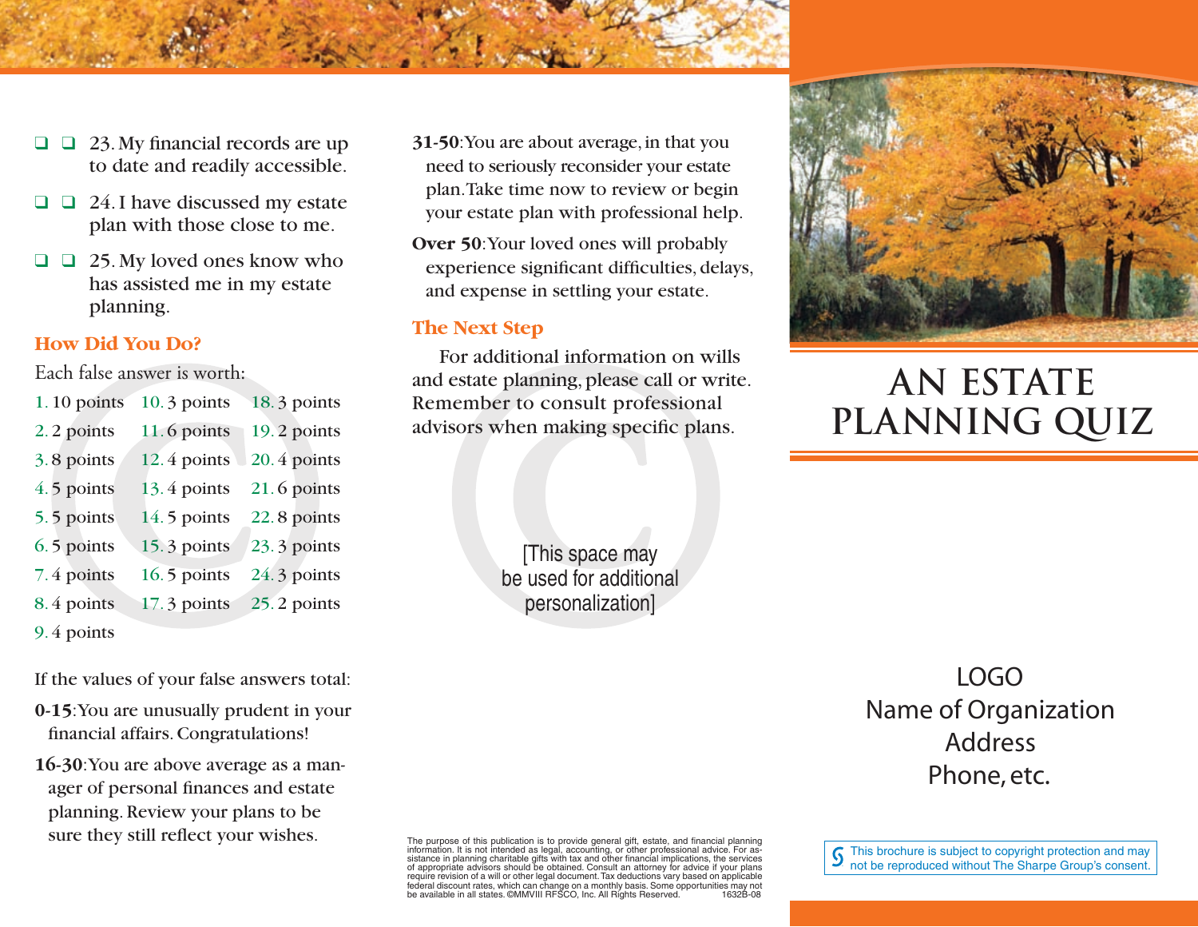- ❑ ❑ 23. My financial records are up to date and readily accessible.
- ❑ ❑ 24. I have discussed my estate plan with those close to me.
- ❑ ❑ 25. My loved ones know who has assisted me in my estate planning.

### How Did You Do?

Each false answer is worth:

| | | |
|---|---|---|
| 1. 10 points | 10. 3 points | 18. 3 points |
| 2. 2 points | 11. 6 points | 19. 2 points |
| 3. 8 points | 12. 4 points | 20. 4 points |
| 4. 5 points | 13. 4 points | 21. 6 points |
| 5. 5 points | 14. 5 points | 22. 8 points |
| 6. 5 points | 15. 3 points | 23. 3 points |
| 7. 4 points | 16. 5 points | 24. 3 points |
| 8. 4 points | 17. 3 points | 25. 2 points |
| 9. 4 points | | |

If the values of your false answers total:

**0-15**: You are unusually prudent in your financial affairs. Congratulations!

**16-30**: You are above average as a manager of personal finances and estate planning. Review your plans to be sure they still reflect your wishes.

**31-50**: You are about average, in that you need to seriously reconsider your estate plan. Take time now to review or begin your estate plan with professional help.

**Over 50**: Your loved ones will probably experience significant difficulties, delays, and expense in settling your estate.

### The Next Step

For additional information on wills and estate planning, please call or write. Remember to consult professional advisors when making specific plans.

[This space may be used for additional personalization]

The purpose of this publication is to provide general gift, estate, and financial planning information. It is not intended as legal, accounting, or other professional advice. For assistance in planning charitable gifts with tax and other financial implications, the services of appropriate advisors should be obtained. Consult an attorney for advice if your plans require revision of a will or other legal document. Tax deductions vary based on applicable federal discount rates, which can change on a monthly basis. Some opportunities may not be available in all states. ©MMVIII RFSCO, Inc. All Rights Reserved. 1632B-08

# AN ESTATE PLANNING QUIZ

LOGO
Name of Organization
Address
Phone, etc.

This brochure is subject to copyright protection and may not be reproduced without The Sharpe Group's consent.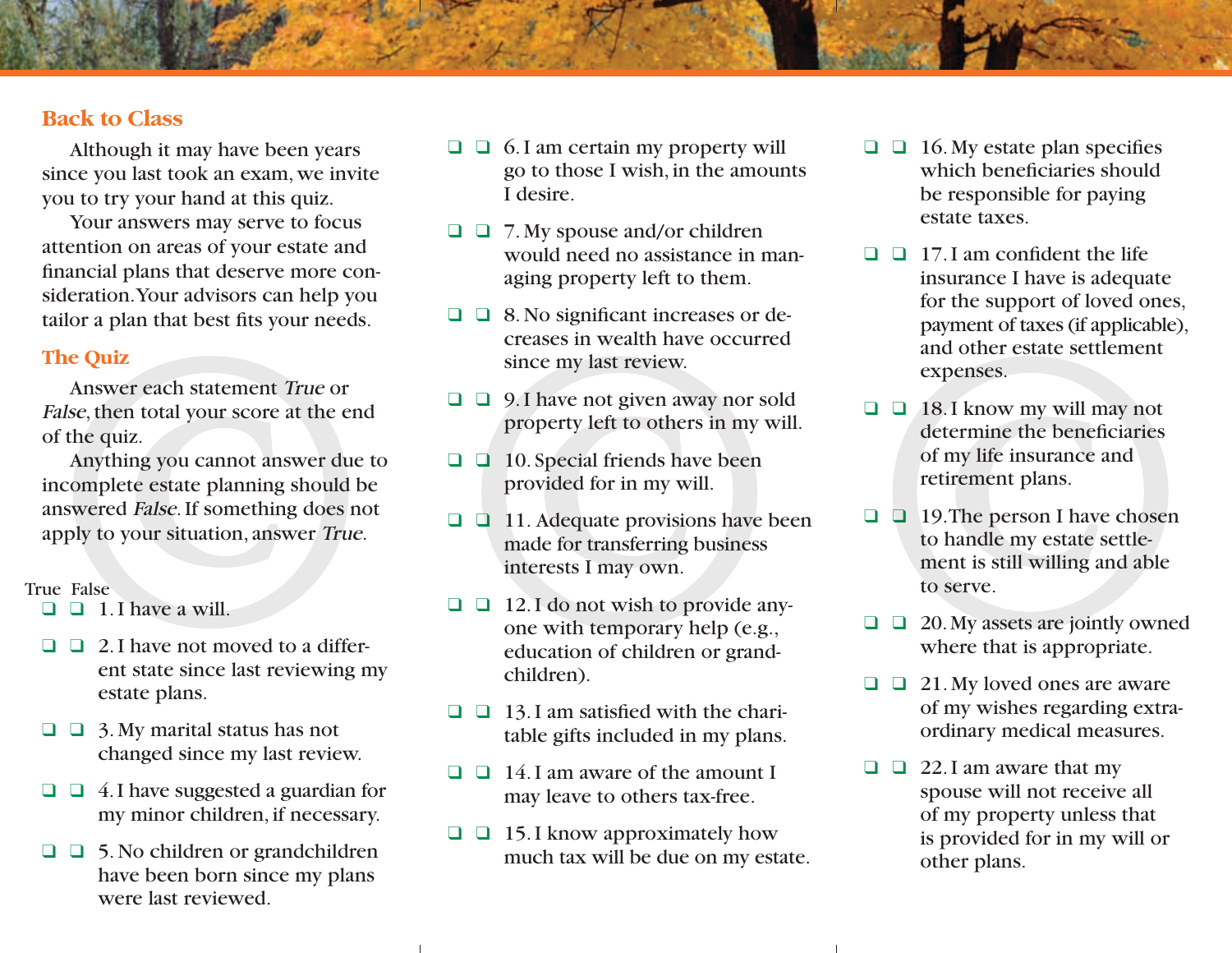## Back to Class

Although it may have been years since you last took an exam, we invite you to try your hand at this quiz.

Your answers may serve to focus attention on areas of your estate and financial plans that deserve more consideration. Your advisors can help you tailor a plan that best fits your needs.

## The Quiz

Answer each statement *True* or *False*, then total your score at the end of the quiz.

Anything you cannot answer due to incomplete estate planning should be answered *False*. If something does not apply to your situation, answer *True*.

True False

- ❑ ❑ 1. I have a will.
- ❑ ❑ 2. I have not moved to a different state since last reviewing my estate plans.
- ❑ ❑ 3. My marital status has not changed since my last review.
- ❑ ❑ 4. I have suggested a guardian for my minor children, if necessary.
- ❑ ❑ 5. No children or grandchildren have been born since my plans were last reviewed.
- ❑ ❑ 6. I am certain my property will go to those I wish, in the amounts I desire.
- ❑ ❑ 7. My spouse and/or children would need no assistance in managing property left to them.
- ❑ ❑ 8. No significant increases or decreases in wealth have occurred since my last review.
- ❑ ❑ 9. I have not given away nor sold property left to others in my will.
- ❑ ❑ 10. Special friends have been provided for in my will.
- ❑ ❑ 11. Adequate provisions have been made for transferring business interests I may own.
- ❑ ❑ 12. I do not wish to provide anyone with temporary help (e.g., education of children or grandchildren).
- ❑ ❑ 13. I am satisfied with the charitable gifts included in my plans.
- ❑ ❑ 14. I am aware of the amount I may leave to others tax-free.
- ❑ ❑ 15. I know approximately how much tax will be due on my estate.
- ❑ ❑ 16. My estate plan specifies which beneficiaries should be responsible for paying estate taxes.
- ❑ ❑ 17. I am confident the life insurance I have is adequate for the support of loved ones, payment of taxes (if applicable), and other estate settlement expenses.
- ❑ ❑ 18. I know my will may not determine the beneficiaries of my life insurance and retirement plans.
- ❑ ❑ 19. The person I have chosen to handle my estate settlement is still willing and able to serve.
- ❑ ❑ 20. My assets are jointly owned where that is appropriate.
- ❑ ❑ 21. My loved ones are aware of my wishes regarding extraordinary medical measures.
- ❑ ❑ 22. I am aware that my spouse will not receive all of my property unless that is provided for in my will or other plans.